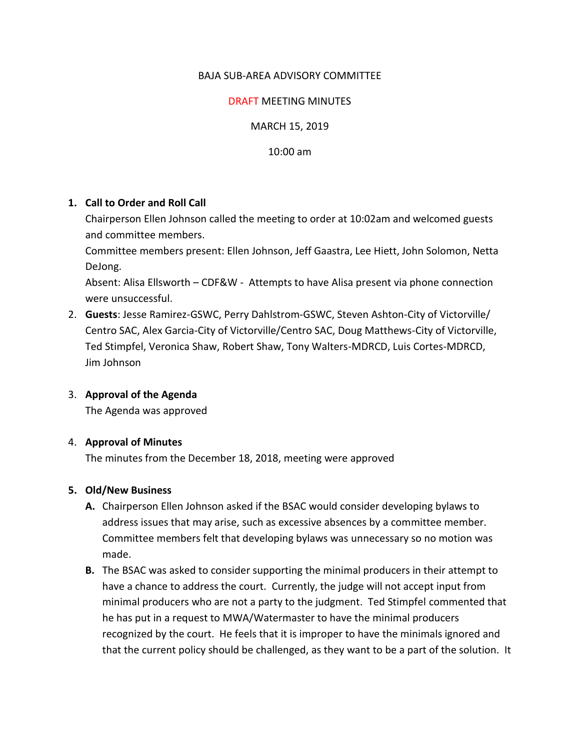BAJA SUB-AREA ADVISORY COMMITTEE

DRAFT MEETING MINUTES

MARCH 15, 2019

10:00 am

1. **Call to Order and Roll Call**

   Chairperson Ellen Johnson called the meeting to order at 10:02am and welcomed guests and committee members.

   Committee members present: Ellen Johnson, Jeff Gaastra, Lee Hiett, John Solomon, Netta DeJong.

   Absent: Alisa Ellsworth – CDF&W - Attempts to have Alisa present via phone connection were unsuccessful.

2. **Guests**: Jesse Ramirez-GSWC, Perry Dahlstrom-GSWC, Steven Ashton-City of Victorville/ Centro SAC, Alex Garcia-City of Victorville/Centro SAC, Doug Matthews-City of Victorville, Ted Stimpfel, Veronica Shaw, Robert Shaw, Tony Walters-MDRCD, Luis Cortes-MDRCD, Jim Johnson

3. **Approval of the Agenda**

   The Agenda was approved

4. **Approval of Minutes**

   The minutes from the December 18, 2018, meeting were approved

5. **Old/New Business**

   **A.** Chairperson Ellen Johnson asked if the BSAC would consider developing bylaws to address issues that may arise, such as excessive absences by a committee member. Committee members felt that developing bylaws was unnecessary so no motion was made.

   **B.** The BSAC was asked to consider supporting the minimal producers in their attempt to have a chance to address the court. Currently, the judge will not accept input from minimal producers who are not a party to the judgment. Ted Stimpfel commented that he has put in a request to MWA/Watermaster to have the minimal producers recognized by the court. He feels that it is improper to have the minimals ignored and that the current policy should be challenged, as they want to be a part of the solution. It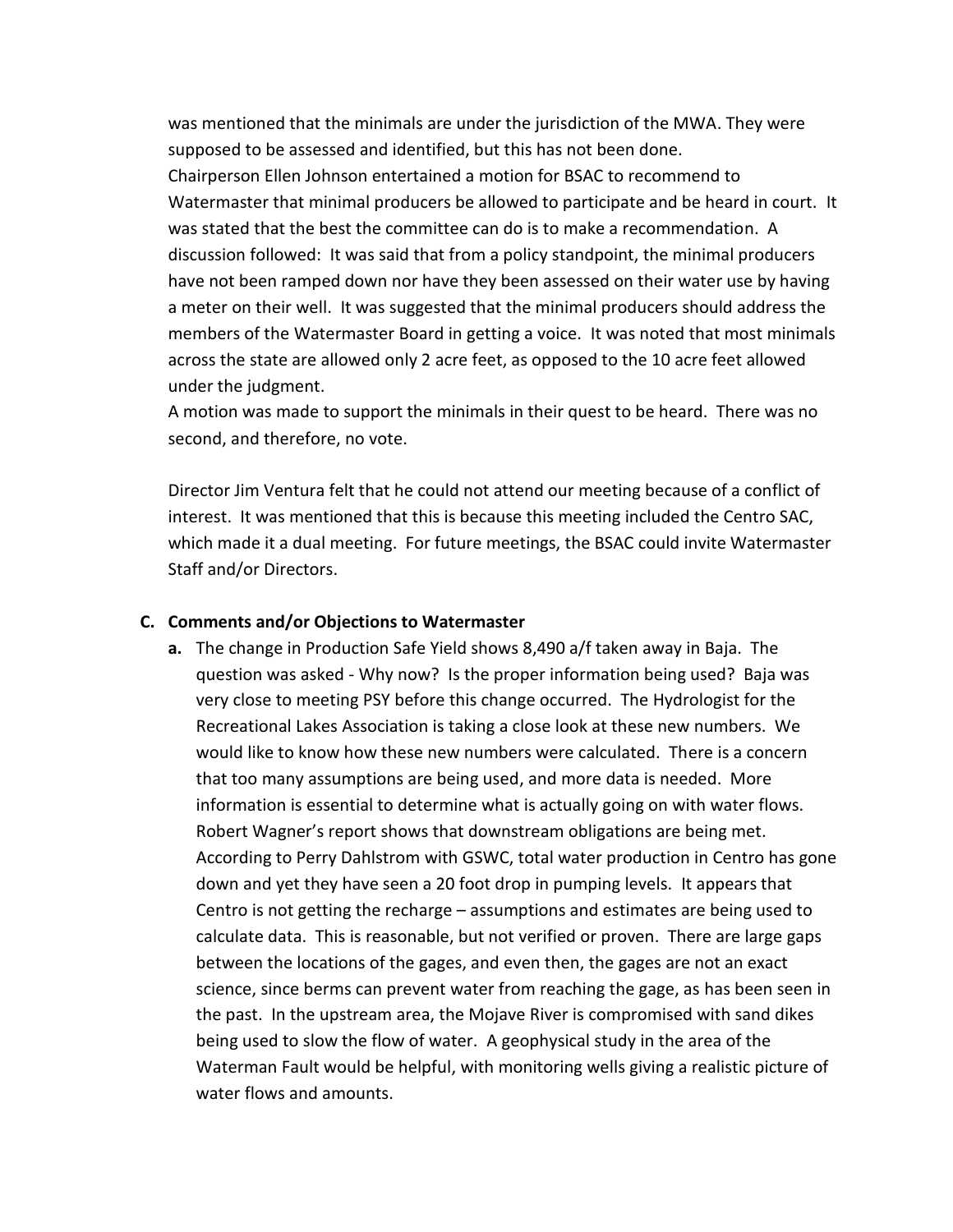was mentioned that the minimals are under the jurisdiction of the MWA. They were supposed to be assessed and identified, but this has not been done.
Chairperson Ellen Johnson entertained a motion for BSAC to recommend to Watermaster that minimal producers be allowed to participate and be heard in court. It was stated that the best the committee can do is to make a recommendation. A discussion followed: It was said that from a policy standpoint, the minimal producers have not been ramped down nor have they been assessed on their water use by having a meter on their well. It was suggested that the minimal producers should address the members of the Watermaster Board in getting a voice. It was noted that most minimals across the state are allowed only 2 acre feet, as opposed to the 10 acre feet allowed under the judgment.
A motion was made to support the minimals in their quest to be heard. There was no second, and therefore, no vote.

Director Jim Ventura felt that he could not attend our meeting because of a conflict of interest. It was mentioned that this is because this meeting included the Centro SAC, which made it a dual meeting. For future meetings, the BSAC could invite Watermaster Staff and/or Directors.

**C. Comments and/or Objections to Watermaster**

**a.** The change in Production Safe Yield shows 8,490 a/f taken away in Baja. The question was asked - Why now? Is the proper information being used? Baja was very close to meeting PSY before this change occurred. The Hydrologist for the Recreational Lakes Association is taking a close look at these new numbers. We would like to know how these new numbers were calculated. There is a concern that too many assumptions are being used, and more data is needed. More information is essential to determine what is actually going on with water flows. Robert Wagner's report shows that downstream obligations are being met. According to Perry Dahlstrom with GSWC, total water production in Centro has gone down and yet they have seen a 20 foot drop in pumping levels. It appears that Centro is not getting the recharge – assumptions and estimates are being used to calculate data. This is reasonable, but not verified or proven. There are large gaps between the locations of the gages, and even then, the gages are not an exact science, since berms can prevent water from reaching the gage, as has been seen in the past. In the upstream area, the Mojave River is compromised with sand dikes being used to slow the flow of water. A geophysical study in the area of the Waterman Fault would be helpful, with monitoring wells giving a realistic picture of water flows and amounts.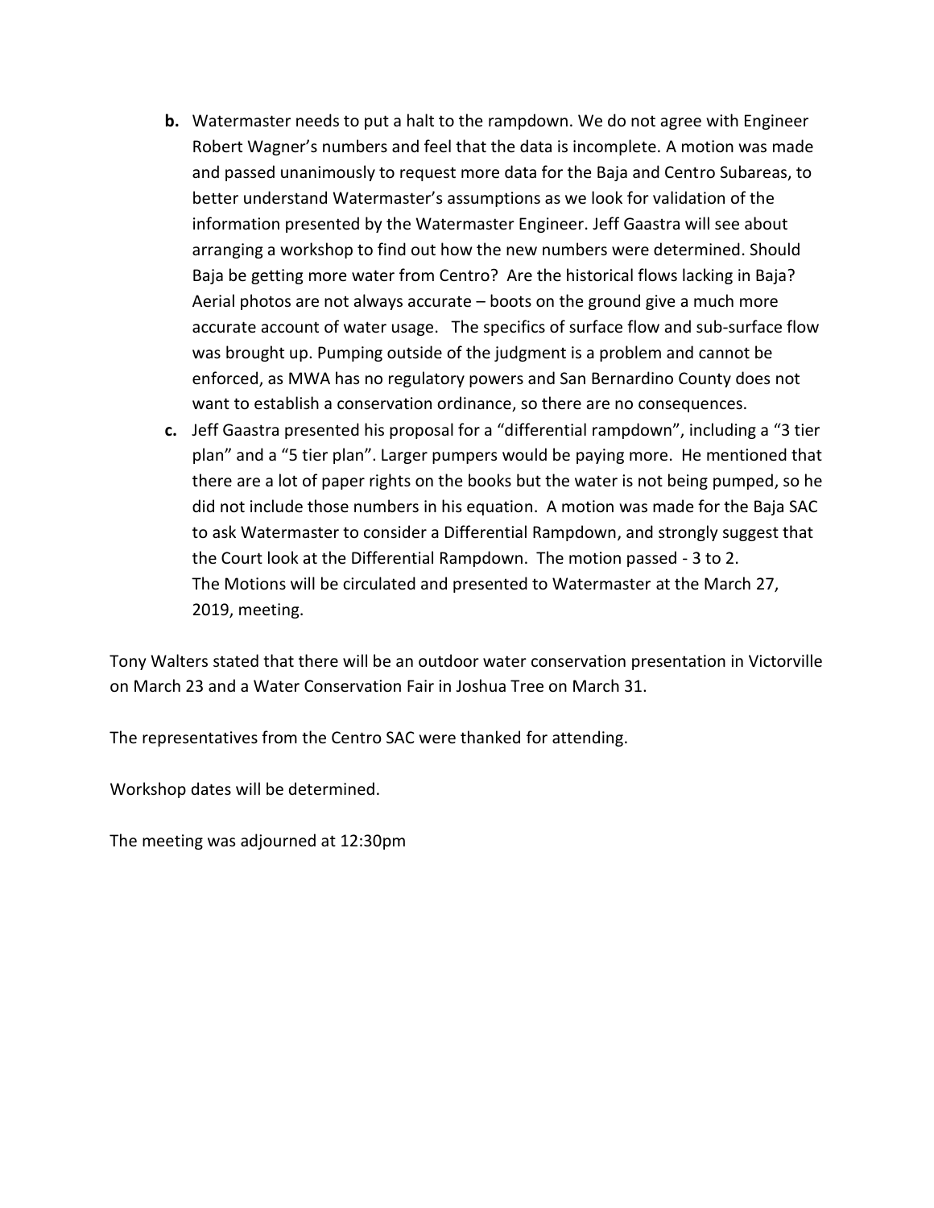**b.** Watermaster needs to put a halt to the rampdown. We do not agree with Engineer Robert Wagner's numbers and feel that the data is incomplete. A motion was made and passed unanimously to request more data for the Baja and Centro Subareas, to better understand Watermaster's assumptions as we look for validation of the information presented by the Watermaster Engineer. Jeff Gaastra will see about arranging a workshop to find out how the new numbers were determined. Should Baja be getting more water from Centro? Are the historical flows lacking in Baja? Aerial photos are not always accurate – boots on the ground give a much more accurate account of water usage. The specifics of surface flow and sub-surface flow was brought up. Pumping outside of the judgment is a problem and cannot be enforced, as MWA has no regulatory powers and San Bernardino County does not want to establish a conservation ordinance, so there are no consequences.

**c.** Jeff Gaastra presented his proposal for a "differential rampdown", including a "3 tier plan" and a "5 tier plan". Larger pumpers would be paying more. He mentioned that there are a lot of paper rights on the books but the water is not being pumped, so he did not include those numbers in his equation. A motion was made for the Baja SAC to ask Watermaster to consider a Differential Rampdown, and strongly suggest that the Court look at the Differential Rampdown. The motion passed - 3 to 2.
The Motions will be circulated and presented to Watermaster at the March 27, 2019, meeting.

Tony Walters stated that there will be an outdoor water conservation presentation in Victorville on March 23 and a Water Conservation Fair in Joshua Tree on March 31.

The representatives from the Centro SAC were thanked for attending.

Workshop dates will be determined.

The meeting was adjourned at 12:30pm